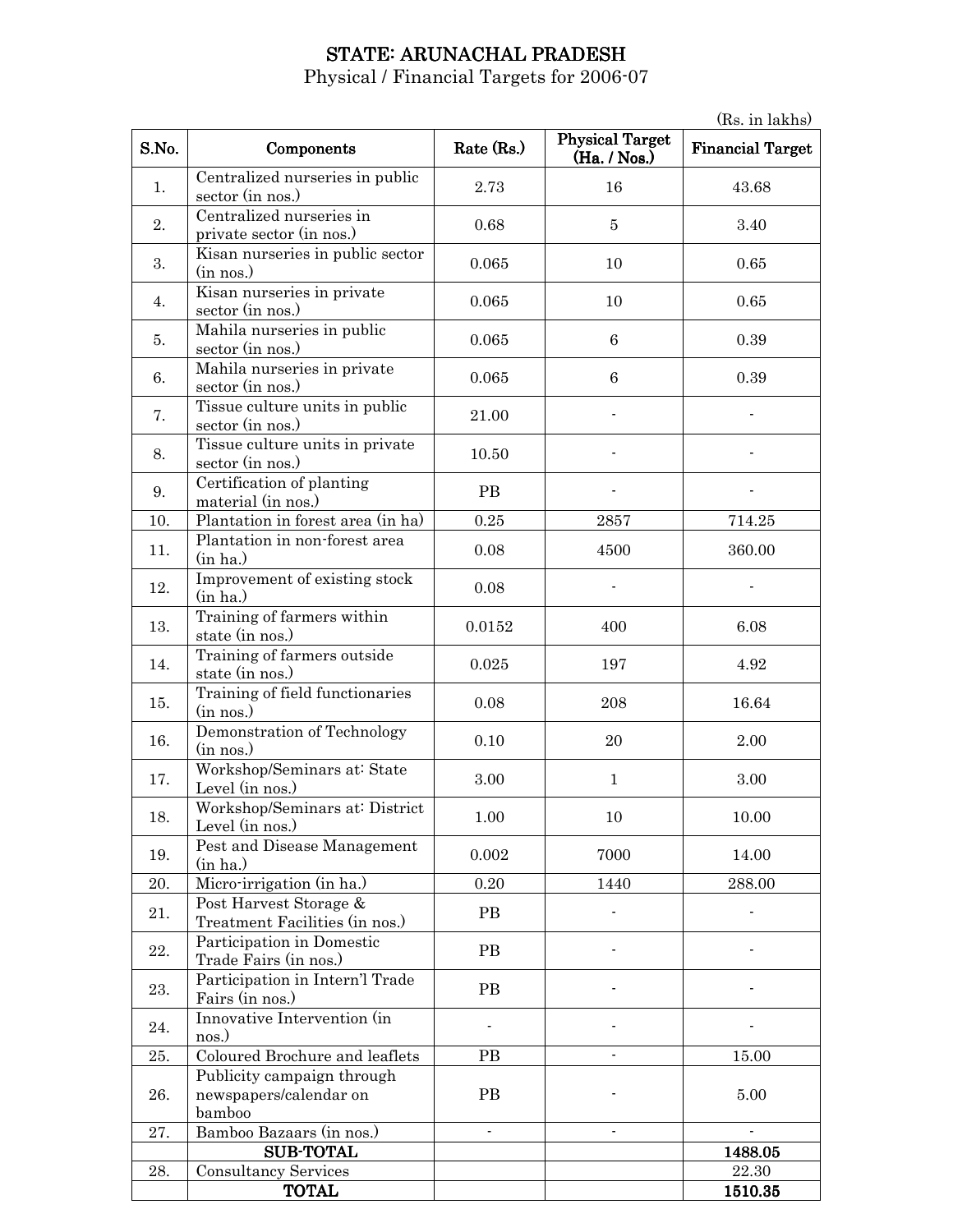# STATE: ARUNACHAL PRADESH

Physical / Financial Targets for 2006-07

(Rs. in lakhs)

| S.No. | Components | Rate (Rs.) | Physical Target (Ha. / Nos.) | Financial Target |
|---|---|---|---|---|
| 1. | Centralized nurseries in public sector (in nos.) | 2.73 | 16 | 43.68 |
| 2. | Centralized nurseries in private sector (in nos.) | 0.68 | 5 | 3.40 |
| 3. | Kisan nurseries in public sector (in nos.) | 0.065 | 10 | 0.65 |
| 4. | Kisan nurseries in private sector (in nos.) | 0.065 | 10 | 0.65 |
| 5. | Mahila nurseries in public sector (in nos.) | 0.065 | 6 | 0.39 |
| 6. | Mahila nurseries in private sector (in nos.) | 0.065 | 6 | 0.39 |
| 7. | Tissue culture units in public sector (in nos.) | 21.00 | - | - |
| 8. | Tissue culture units in private sector (in nos.) | 10.50 | - | - |
| 9. | Certification of planting material (in nos.) | PB | - | - |
| 10. | Plantation in forest area (in ha) | 0.25 | 2857 | 714.25 |
| 11. | Plantation in non-forest area (in ha.) | 0.08 | 4500 | 360.00 |
| 12. | Improvement of existing stock (in ha.) | 0.08 | - | - |
| 13. | Training of farmers within state (in nos.) | 0.0152 | 400 | 6.08 |
| 14. | Training of farmers outside state (in nos.) | 0.025 | 197 | 4.92 |
| 15. | Training of field functionaries (in nos.) | 0.08 | 208 | 16.64 |
| 16. | Demonstration of Technology (in nos.) | 0.10 | 20 | 2.00 |
| 17. | Workshop/Seminars at: State Level (in nos.) | 3.00 | 1 | 3.00 |
| 18. | Workshop/Seminars at: District Level (in nos.) | 1.00 | 10 | 10.00 |
| 19. | Pest and Disease Management (in ha.) | 0.002 | 7000 | 14.00 |
| 20. | Micro-irrigation (in ha.) | 0.20 | 1440 | 288.00 |
| 21. | Post Harvest Storage & Treatment Facilities (in nos.) | PB | - | - |
| 22. | Participation in Domestic Trade Fairs (in nos.) | PB | - | - |
| 23. | Participation in Intern'l Trade Fairs (in nos.) | PB | - | - |
| 24. | Innovative Intervention (in nos.) | - | - | - |
| 25. | Coloured Brochure and leaflets | PB | - | 15.00 |
| 26. | Publicity campaign through newspapers/calendar on bamboo | PB | - | 5.00 |
| 27. | Bamboo Bazaars (in nos.) | - | - | - |
| | **SUB-TOTAL** | | | **1488.05** |
| 28. | Consultancy Services | | | 22.30 |
| | **TOTAL** | | | **1510.35** |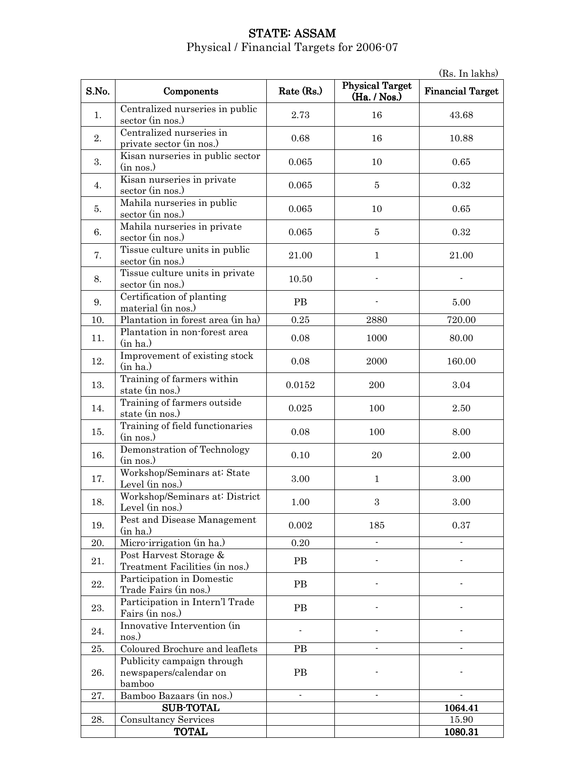# STATE: ASSAM

Physical / Financial Targets for 2006-07

(Rs. In lakhs)

| S.No. | Components | Rate (Rs.) | Physical Target (Ha. / Nos.) | Financial Target |
|---|---|---|---|---|
| 1. | Centralized nurseries in public sector (in nos.) | 2.73 | 16 | 43.68 |
| 2. | Centralized nurseries in private sector (in nos.) | 0.68 | 16 | 10.88 |
| 3. | Kisan nurseries in public sector (in nos.) | 0.065 | 10 | 0.65 |
| 4. | Kisan nurseries in private sector (in nos.) | 0.065 | 5 | 0.32 |
| 5. | Mahila nurseries in public sector (in nos.) | 0.065 | 10 | 0.65 |
| 6. | Mahila nurseries in private sector (in nos.) | 0.065 | 5 | 0.32 |
| 7. | Tissue culture units in public sector (in nos.) | 21.00 | 1 | 21.00 |
| 8. | Tissue culture units in private sector (in nos.) | 10.50 | - | - |
| 9. | Certification of planting material (in nos.) | PB | - | 5.00 |
| 10. | Plantation in forest area (in ha) | 0.25 | 2880 | 720.00 |
| 11. | Plantation in non-forest area (in ha.) | 0.08 | 1000 | 80.00 |
| 12. | Improvement of existing stock (in ha.) | 0.08 | 2000 | 160.00 |
| 13. | Training of farmers within state (in nos.) | 0.0152 | 200 | 3.04 |
| 14. | Training of farmers outside state (in nos.) | 0.025 | 100 | 2.50 |
| 15. | Training of field functionaries (in nos.) | 0.08 | 100 | 8.00 |
| 16. | Demonstration of Technology (in nos.) | 0.10 | 20 | 2.00 |
| 17. | Workshop/Seminars at: State Level (in nos.) | 3.00 | 1 | 3.00 |
| 18. | Workshop/Seminars at: District Level (in nos.) | 1.00 | 3 | 3.00 |
| 19. | Pest and Disease Management (in ha.) | 0.002 | 185 | 0.37 |
| 20. | Micro-irrigation (in ha.) | 0.20 | - | - |
| 21. | Post Harvest Storage & Treatment Facilities (in nos.) | PB | - | - |
| 22. | Participation in Domestic Trade Fairs (in nos.) | PB | - | - |
| 23. | Participation in Intern'l Trade Fairs (in nos.) | PB | - | - |
| 24. | Innovative Intervention (in nos.) | - | - | - |
| 25. | Coloured Brochure and leaflets | PB | - | - |
| 26. | Publicity campaign through newspapers/calendar on bamboo | PB | - | - |
| 27. | Bamboo Bazaars (in nos.) | - | - | - |
| | **SUB-TOTAL** | | | **1064.41** |
| 28. | Consultancy Services | | | 15.90 |
| | **TOTAL** | | | **1080.31** |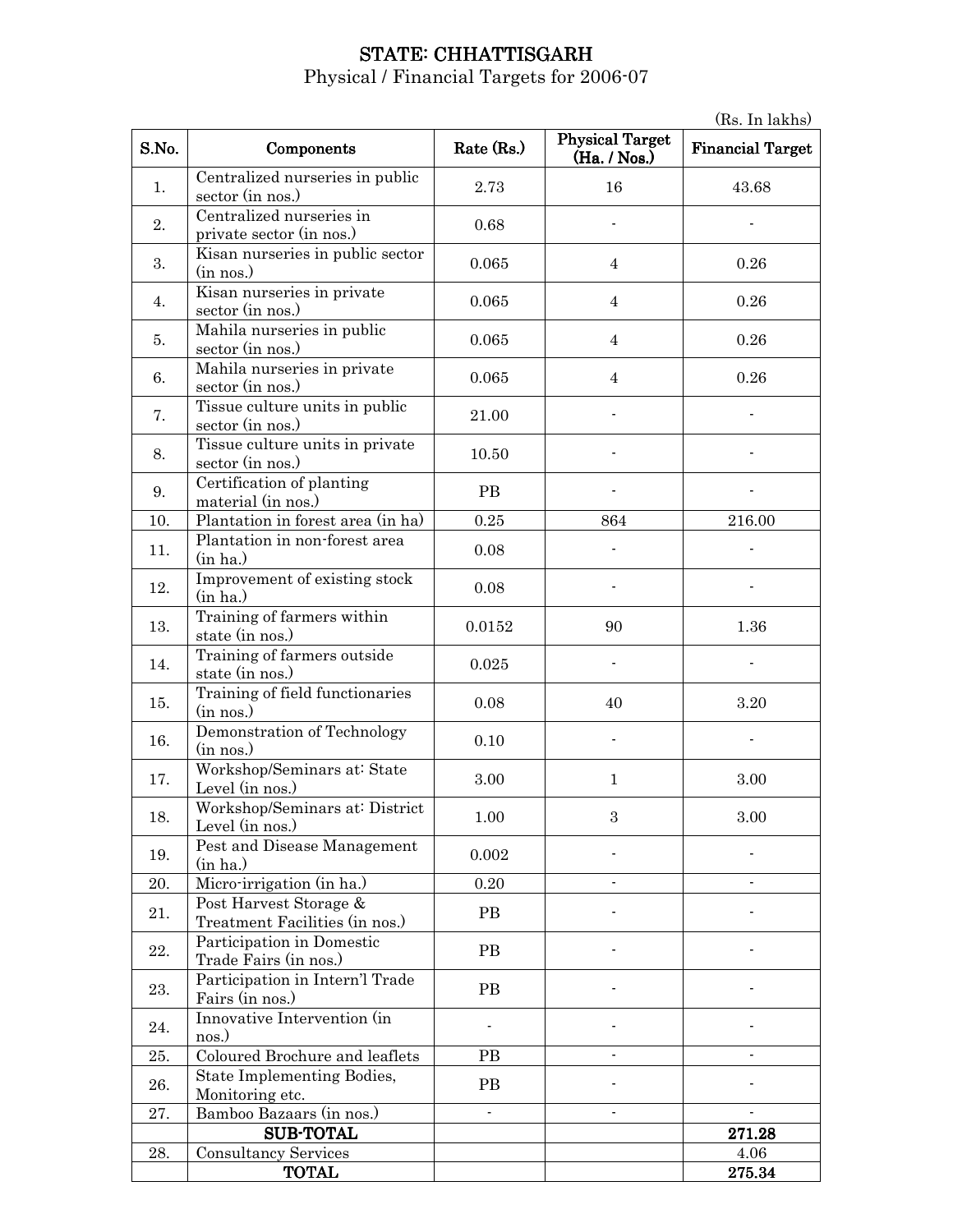# STATE: CHHATTISGARH

Physical / Financial Targets for 2006-07

(Rs. In lakhs)

| S.No. | Components | Rate (Rs.) | Physical Target (Ha. / Nos.) | Financial Target |
|---|---|---|---|---|
| 1. | Centralized nurseries in public sector (in nos.) | 2.73 | 16 | 43.68 |
| 2. | Centralized nurseries in private sector (in nos.) | 0.68 | - | - |
| 3. | Kisan nurseries in public sector (in nos.) | 0.065 | 4 | 0.26 |
| 4. | Kisan nurseries in private sector (in nos.) | 0.065 | 4 | 0.26 |
| 5. | Mahila nurseries in public sector (in nos.) | 0.065 | 4 | 0.26 |
| 6. | Mahila nurseries in private sector (in nos.) | 0.065 | 4 | 0.26 |
| 7. | Tissue culture units in public sector (in nos.) | 21.00 | - | - |
| 8. | Tissue culture units in private sector (in nos.) | 10.50 | - | - |
| 9. | Certification of planting material (in nos.) | PB | - | - |
| 10. | Plantation in forest area (in ha) | 0.25 | 864 | 216.00 |
| 11. | Plantation in non-forest area (in ha.) | 0.08 | - | - |
| 12. | Improvement of existing stock (in ha.) | 0.08 | - | - |
| 13. | Training of farmers within state (in nos.) | 0.0152 | 90 | 1.36 |
| 14. | Training of farmers outside state (in nos.) | 0.025 | - | - |
| 15. | Training of field functionaries (in nos.) | 0.08 | 40 | 3.20 |
| 16. | Demonstration of Technology (in nos.) | 0.10 | - | - |
| 17. | Workshop/Seminars at: State Level (in nos.) | 3.00 | 1 | 3.00 |
| 18. | Workshop/Seminars at: District Level (in nos.) | 1.00 | 3 | 3.00 |
| 19. | Pest and Disease Management (in ha.) | 0.002 | - | - |
| 20. | Micro-irrigation (in ha.) | 0.20 | - | - |
| 21. | Post Harvest Storage & Treatment Facilities (in nos.) | PB | - | - |
| 22. | Participation in Domestic Trade Fairs (in nos.) | PB | - | - |
| 23. | Participation in Intern'l Trade Fairs (in nos.) | PB | - | - |
| 24. | Innovative Intervention (in nos.) | - | - | - |
| 25. | Coloured Brochure and leaflets | PB | - | - |
| 26. | State Implementing Bodies, Monitoring etc. | PB | - | - |
| 27. | Bamboo Bazaars (in nos.) | - | - | - |
| | **SUB-TOTAL** | | | **271.28** |
| 28. | Consultancy Services | | | 4.06 |
| | **TOTAL** | | | **275.34** |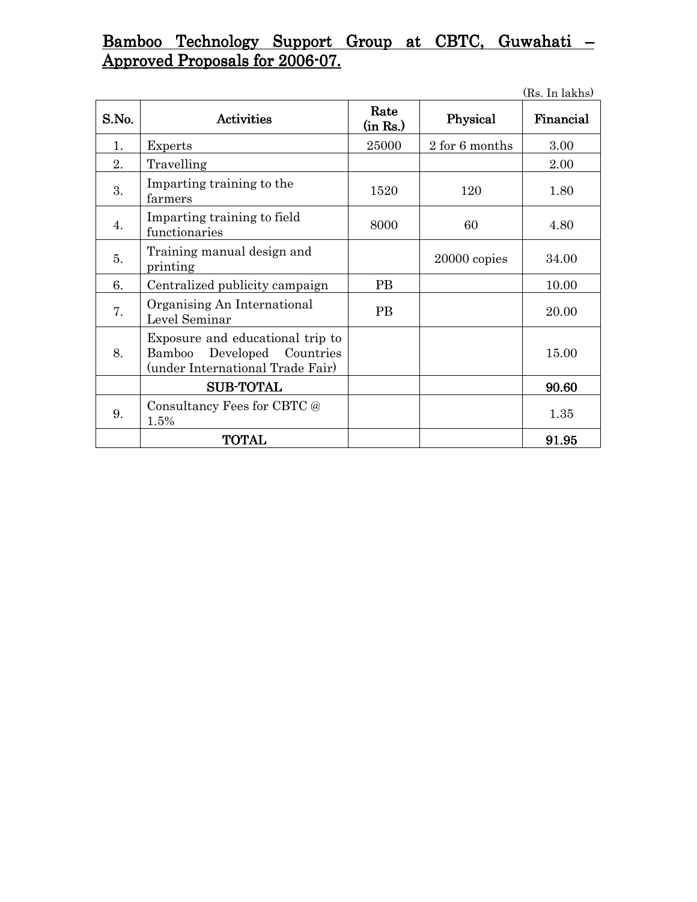# Bamboo Technology Support Group at CBTC, Guwahati – Approved Proposals for 2006-07.

(Rs. In lakhs)

| S.No. | Activities | Rate (in Rs.) | Physical | Financial |
|---|---|---|---|---|
| 1. | Experts | 25000 | 2 for 6 months | 3.00 |
| 2. | Travelling | | | 2.00 |
| 3. | Imparting training to the farmers | 1520 | 120 | 1.80 |
| 4. | Imparting training to field functionaries | 8000 | 60 | 4.80 |
| 5. | Training manual design and printing | | 20000 copies | 34.00 |
| 6. | Centralized publicity campaign | PB | | 10.00 |
| 7. | Organising An International Level Seminar | PB | | 20.00 |
| 8. | Exposure and educational trip to Bamboo Developed Countries (under International Trade Fair) | | | 15.00 |
| | **SUB-TOTAL** | | | **90.60** |
| 9. | Consultancy Fees for CBTC @ 1.5% | | | 1.35 |
| | **TOTAL** | | | **91.95** |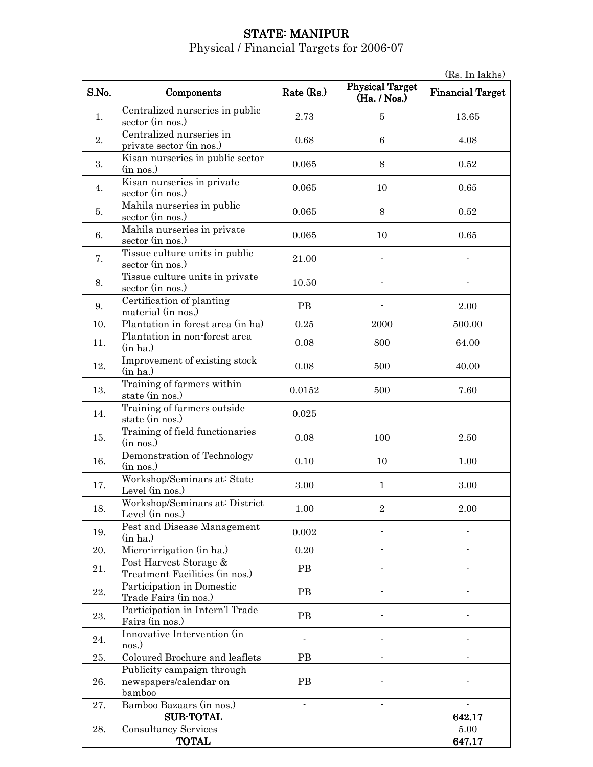# STATE: MANIPUR

Physical / Financial Targets for 2006-07

(Rs. In lakhs)

| S.No. | Components | Rate (Rs.) | Physical Target (Ha. / Nos.) | Financial Target |
|---|---|---|---|---|
| 1. | Centralized nurseries in public sector (in nos.) | 2.73 | 5 | 13.65 |
| 2. | Centralized nurseries in private sector (in nos.) | 0.68 | 6 | 4.08 |
| 3. | Kisan nurseries in public sector (in nos.) | 0.065 | 8 | 0.52 |
| 4. | Kisan nurseries in private sector (in nos.) | 0.065 | 10 | 0.65 |
| 5. | Mahila nurseries in public sector (in nos.) | 0.065 | 8 | 0.52 |
| 6. | Mahila nurseries in private sector (in nos.) | 0.065 | 10 | 0.65 |
| 7. | Tissue culture units in public sector (in nos.) | 21.00 | - | - |
| 8. | Tissue culture units in private sector (in nos.) | 10.50 | - | - |
| 9. | Certification of planting material (in nos.) | PB | - | 2.00 |
| 10. | Plantation in forest area (in ha) | 0.25 | 2000 | 500.00 |
| 11. | Plantation in non-forest area (in ha.) | 0.08 | 800 | 64.00 |
| 12. | Improvement of existing stock (in ha.) | 0.08 | 500 | 40.00 |
| 13. | Training of farmers within state (in nos.) | 0.0152 | 500 | 7.60 |
| 14. | Training of farmers outside state (in nos.) | 0.025 | | |
| 15. | Training of field functionaries (in nos.) | 0.08 | 100 | 2.50 |
| 16. | Demonstration of Technology (in nos.) | 0.10 | 10 | 1.00 |
| 17. | Workshop/Seminars at: State Level (in nos.) | 3.00 | 1 | 3.00 |
| 18. | Workshop/Seminars at: District Level (in nos.) | 1.00 | 2 | 2.00 |
| 19. | Pest and Disease Management (in ha.) | 0.002 | - | - |
| 20. | Micro-irrigation (in ha.) | 0.20 | - | - |
| 21. | Post Harvest Storage & Treatment Facilities (in nos.) | PB | - | - |
| 22. | Participation in Domestic Trade Fairs (in nos.) | PB | - | - |
| 23. | Participation in Intern'l Trade Fairs (in nos.) | PB | - | - |
| 24. | Innovative Intervention (in nos.) | - | - | - |
| 25. | Coloured Brochure and leaflets | PB | - | - |
| 26. | Publicity campaign through newspapers/calendar on bamboo | PB | - | - |
| 27. | Bamboo Bazaars (in nos.) | - | - | - |
| | **SUB-TOTAL** | | | **642.17** |
| 28. | Consultancy Services | | | 5.00 |
| | **TOTAL** | | | **647.17** |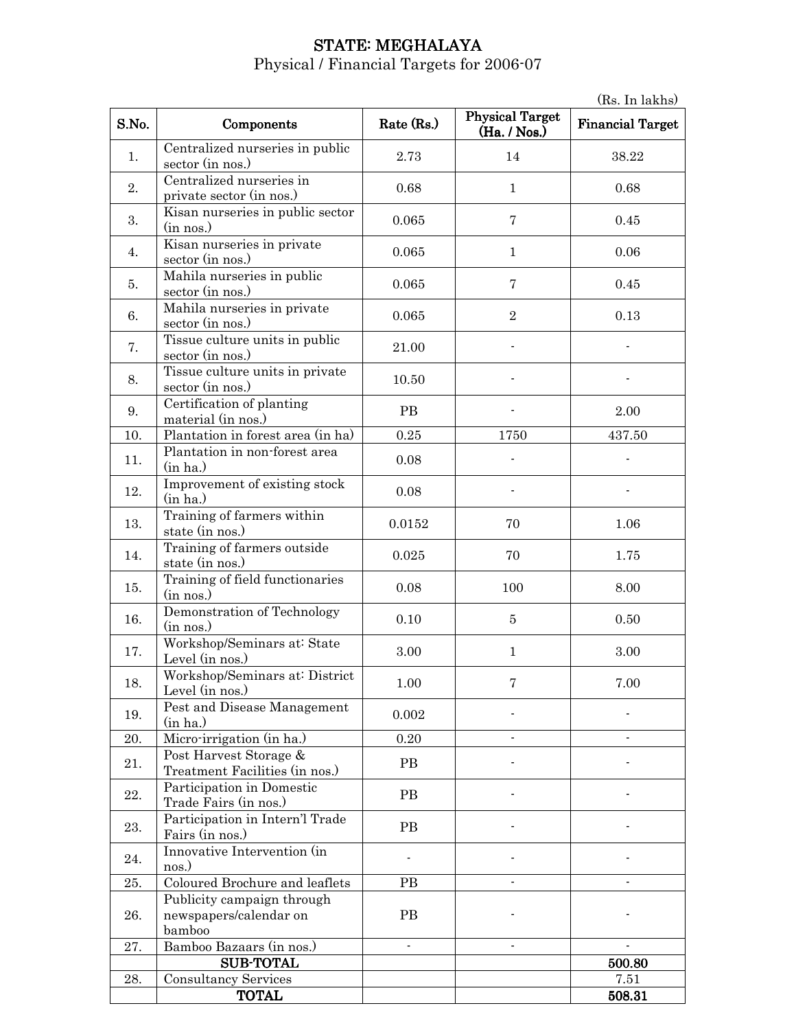# STATE: MEGHALAYA

Physical / Financial Targets for 2006-07

(Rs. In lakhs)

| S.No. | Components | Rate (Rs.) | Physical Target (Ha. / Nos.) | Financial Target |
|---|---|---|---|---|
| 1. | Centralized nurseries in public sector (in nos.) | 2.73 | 14 | 38.22 |
| 2. | Centralized nurseries in private sector (in nos.) | 0.68 | 1 | 0.68 |
| 3. | Kisan nurseries in public sector (in nos.) | 0.065 | 7 | 0.45 |
| 4. | Kisan nurseries in private sector (in nos.) | 0.065 | 1 | 0.06 |
| 5. | Mahila nurseries in public sector (in nos.) | 0.065 | 7 | 0.45 |
| 6. | Mahila nurseries in private sector (in nos.) | 0.065 | 2 | 0.13 |
| 7. | Tissue culture units in public sector (in nos.) | 21.00 | - | - |
| 8. | Tissue culture units in private sector (in nos.) | 10.50 | - | - |
| 9. | Certification of planting material (in nos.) | PB | - | 2.00 |
| 10. | Plantation in forest area (in ha) | 0.25 | 1750 | 437.50 |
| 11. | Plantation in non-forest area (in ha.) | 0.08 | - | - |
| 12. | Improvement of existing stock (in ha.) | 0.08 | - | - |
| 13. | Training of farmers within state (in nos.) | 0.0152 | 70 | 1.06 |
| 14. | Training of farmers outside state (in nos.) | 0.025 | 70 | 1.75 |
| 15. | Training of field functionaries (in nos.) | 0.08 | 100 | 8.00 |
| 16. | Demonstration of Technology (in nos.) | 0.10 | 5 | 0.50 |
| 17. | Workshop/Seminars at: State Level (in nos.) | 3.00 | 1 | 3.00 |
| 18. | Workshop/Seminars at: District Level (in nos.) | 1.00 | 7 | 7.00 |
| 19. | Pest and Disease Management (in ha.) | 0.002 | - | - |
| 20. | Micro-irrigation (in ha.) | 0.20 | - | - |
| 21. | Post Harvest Storage & Treatment Facilities (in nos.) | PB | - | - |
| 22. | Participation in Domestic Trade Fairs (in nos.) | PB | - | - |
| 23. | Participation in Intern'l Trade Fairs (in nos.) | PB | - | - |
| 24. | Innovative Intervention (in nos.) | - | - | - |
| 25. | Coloured Brochure and leaflets | PB | - | - |
| 26. | Publicity campaign through newspapers/calendar on bamboo | PB | - | - |
| 27. | Bamboo Bazaars (in nos.) | - | - | - |
| | **SUB-TOTAL** | | | **500.80** |
| 28. | Consultancy Services | | | 7.51 |
| | **TOTAL** | | | **508.31** |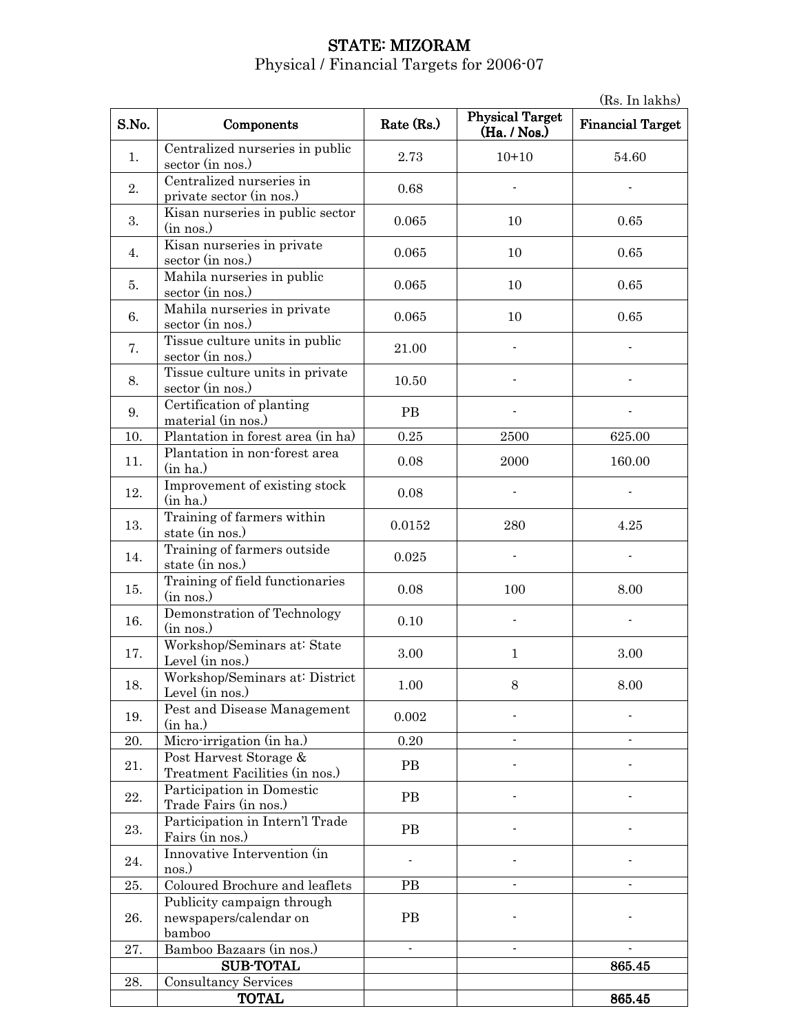# STATE: MIZORAM

Physical / Financial Targets for 2006-07

(Rs. In lakhs)

| S.No. | Components | Rate (Rs.) | Physical Target (Ha. / Nos.) | Financial Target |
|---|---|---|---|---|
| 1. | Centralized nurseries in public sector (in nos.) | 2.73 | 10+10 | 54.60 |
| 2. | Centralized nurseries in private sector (in nos.) | 0.68 | - | - |
| 3. | Kisan nurseries in public sector (in nos.) | 0.065 | 10 | 0.65 |
| 4. | Kisan nurseries in private sector (in nos.) | 0.065 | 10 | 0.65 |
| 5. | Mahila nurseries in public sector (in nos.) | 0.065 | 10 | 0.65 |
| 6. | Mahila nurseries in private sector (in nos.) | 0.065 | 10 | 0.65 |
| 7. | Tissue culture units in public sector (in nos.) | 21.00 | - | - |
| 8. | Tissue culture units in private sector (in nos.) | 10.50 | - | - |
| 9. | Certification of planting material (in nos.) | PB | - | - |
| 10. | Plantation in forest area (in ha) | 0.25 | 2500 | 625.00 |
| 11. | Plantation in non-forest area (in ha.) | 0.08 | 2000 | 160.00 |
| 12. | Improvement of existing stock (in ha.) | 0.08 | - | - |
| 13. | Training of farmers within state (in nos.) | 0.0152 | 280 | 4.25 |
| 14. | Training of farmers outside state (in nos.) | 0.025 | - | - |
| 15. | Training of field functionaries (in nos.) | 0.08 | 100 | 8.00 |
| 16. | Demonstration of Technology (in nos.) | 0.10 | - | - |
| 17. | Workshop/Seminars at: State Level (in nos.) | 3.00 | 1 | 3.00 |
| 18. | Workshop/Seminars at: District Level (in nos.) | 1.00 | 8 | 8.00 |
| 19. | Pest and Disease Management (in ha.) | 0.002 | - | - |
| 20. | Micro-irrigation (in ha.) | 0.20 | - | - |
| 21. | Post Harvest Storage & Treatment Facilities (in nos.) | PB | - | - |
| 22. | Participation in Domestic Trade Fairs (in nos.) | PB | - | - |
| 23. | Participation in Intern'l Trade Fairs (in nos.) | PB | - | - |
| 24. | Innovative Intervention (in nos.) | - | - | - |
| 25. | Coloured Brochure and leaflets | PB | - | - |
| 26. | Publicity campaign through newspapers/calendar on bamboo | PB | - | - |
| 27. | Bamboo Bazaars (in nos.) | - | - | - |
| | **SUB-TOTAL** | | | **865.45** |
| 28. | Consultancy Services | | | |
| | **TOTAL** | | | **865.45** |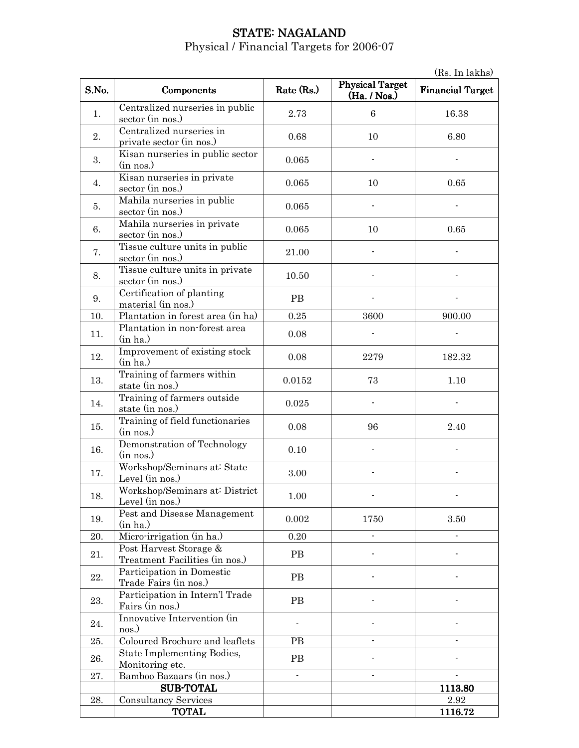# STATE: NAGALAND

Physical / Financial Targets for 2006-07

(Rs. In lakhs)

| S.No. | Components | Rate (Rs.) | Physical Target (Ha. / Nos.) | Financial Target |
|---|---|---|---|---|
| 1. | Centralized nurseries in public sector (in nos.) | 2.73 | 6 | 16.38 |
| 2. | Centralized nurseries in private sector (in nos.) | 0.68 | 10 | 6.80 |
| 3. | Kisan nurseries in public sector (in nos.) | 0.065 | - | - |
| 4. | Kisan nurseries in private sector (in nos.) | 0.065 | 10 | 0.65 |
| 5. | Mahila nurseries in public sector (in nos.) | 0.065 | - | - |
| 6. | Mahila nurseries in private sector (in nos.) | 0.065 | 10 | 0.65 |
| 7. | Tissue culture units in public sector (in nos.) | 21.00 | - | - |
| 8. | Tissue culture units in private sector (in nos.) | 10.50 | - | - |
| 9. | Certification of planting material (in nos.) | PB | - | - |
| 10. | Plantation in forest area (in ha) | 0.25 | 3600 | 900.00 |
| 11. | Plantation in non-forest area (in ha.) | 0.08 | - | - |
| 12. | Improvement of existing stock (in ha.) | 0.08 | 2279 | 182.32 |
| 13. | Training of farmers within state (in nos.) | 0.0152 | 73 | 1.10 |
| 14. | Training of farmers outside state (in nos.) | 0.025 | - | - |
| 15. | Training of field functionaries (in nos.) | 0.08 | 96 | 2.40 |
| 16. | Demonstration of Technology (in nos.) | 0.10 | - | - |
| 17. | Workshop/Seminars at: State Level (in nos.) | 3.00 | - | - |
| 18. | Workshop/Seminars at: District Level (in nos.) | 1.00 | - | - |
| 19. | Pest and Disease Management (in ha.) | 0.002 | 1750 | 3.50 |
| 20. | Micro-irrigation (in ha.) | 0.20 | - | - |
| 21. | Post Harvest Storage & Treatment Facilities (in nos.) | PB | - | - |
| 22. | Participation in Domestic Trade Fairs (in nos.) | PB | - | - |
| 23. | Participation in Intern'l Trade Fairs (in nos.) | PB | - | - |
| 24. | Innovative Intervention (in nos.) | - | - | - |
| 25. | Coloured Brochure and leaflets | PB | - | - |
| 26. | State Implementing Bodies, Monitoring etc. | PB | - | - |
| 27. | Bamboo Bazaars (in nos.) | - | - | - |
| | **SUB-TOTAL** | | | **1113.80** |
| 28. | Consultancy Services | | | 2.92 |
| | **TOTAL** | | | **1116.72** |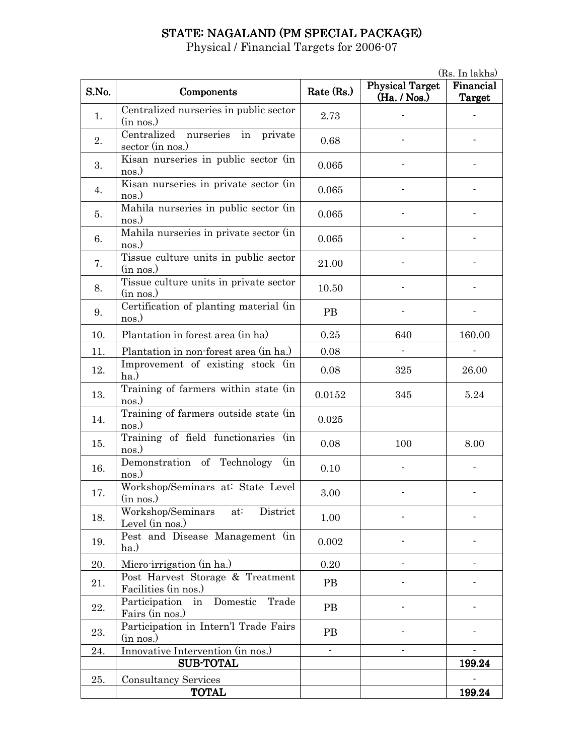# STATE: NAGALAND (PM SPECIAL PACKAGE)

Physical / Financial Targets for 2006-07

(Rs. In lakhs)

| S.No. | Components | Rate (Rs.) | Physical Target (Ha. / Nos.) | Financial Target |
|---|---|---|---|---|
| 1. | Centralized nurseries in public sector (in nos.) | 2.73 | - | - |
| 2. | Centralized nurseries in private sector (in nos.) | 0.68 | - | - |
| 3. | Kisan nurseries in public sector (in nos.) | 0.065 | - | - |
| 4. | Kisan nurseries in private sector (in nos.) | 0.065 | - | - |
| 5. | Mahila nurseries in public sector (in nos.) | 0.065 | - | - |
| 6. | Mahila nurseries in private sector (in nos.) | 0.065 | - | - |
| 7. | Tissue culture units in public sector (in nos.) | 21.00 | - | - |
| 8. | Tissue culture units in private sector (in nos.) | 10.50 | - | - |
| 9. | Certification of planting material (in nos.) | PB | - | - |
| 10. | Plantation in forest area (in ha) | 0.25 | 640 | 160.00 |
| 11. | Plantation in non-forest area (in ha.) | 0.08 | - | - |
| 12. | Improvement of existing stock (in ha.) | 0.08 | 325 | 26.00 |
| 13. | Training of farmers within state (in nos.) | 0.0152 | 345 | 5.24 |
| 14. | Training of farmers outside state (in nos.) | 0.025 | | |
| 15. | Training of field functionaries (in nos.) | 0.08 | 100 | 8.00 |
| 16. | Demonstration of Technology (in nos.) | 0.10 | - | - |
| 17. | Workshop/Seminars at: State Level (in nos.) | 3.00 | - | - |
| 18. | Workshop/Seminars at: District Level (in nos.) | 1.00 | - | - |
| 19. | Pest and Disease Management (in ha.) | 0.002 | - | - |
| 20. | Micro-irrigation (in ha.) | 0.20 | - | - |
| 21. | Post Harvest Storage & Treatment Facilities (in nos.) | PB | - | - |
| 22. | Participation in Domestic Trade Fairs (in nos.) | PB | - | - |
| 23. | Participation in Intern'l Trade Fairs (in nos.) | PB | - | - |
| 24. | Innovative Intervention (in nos.) | - | - | - |
| | **SUB-TOTAL** | | | **199.24** |
| 25. | Consultancy Services | | | - |
| | **TOTAL** | | | **199.24** |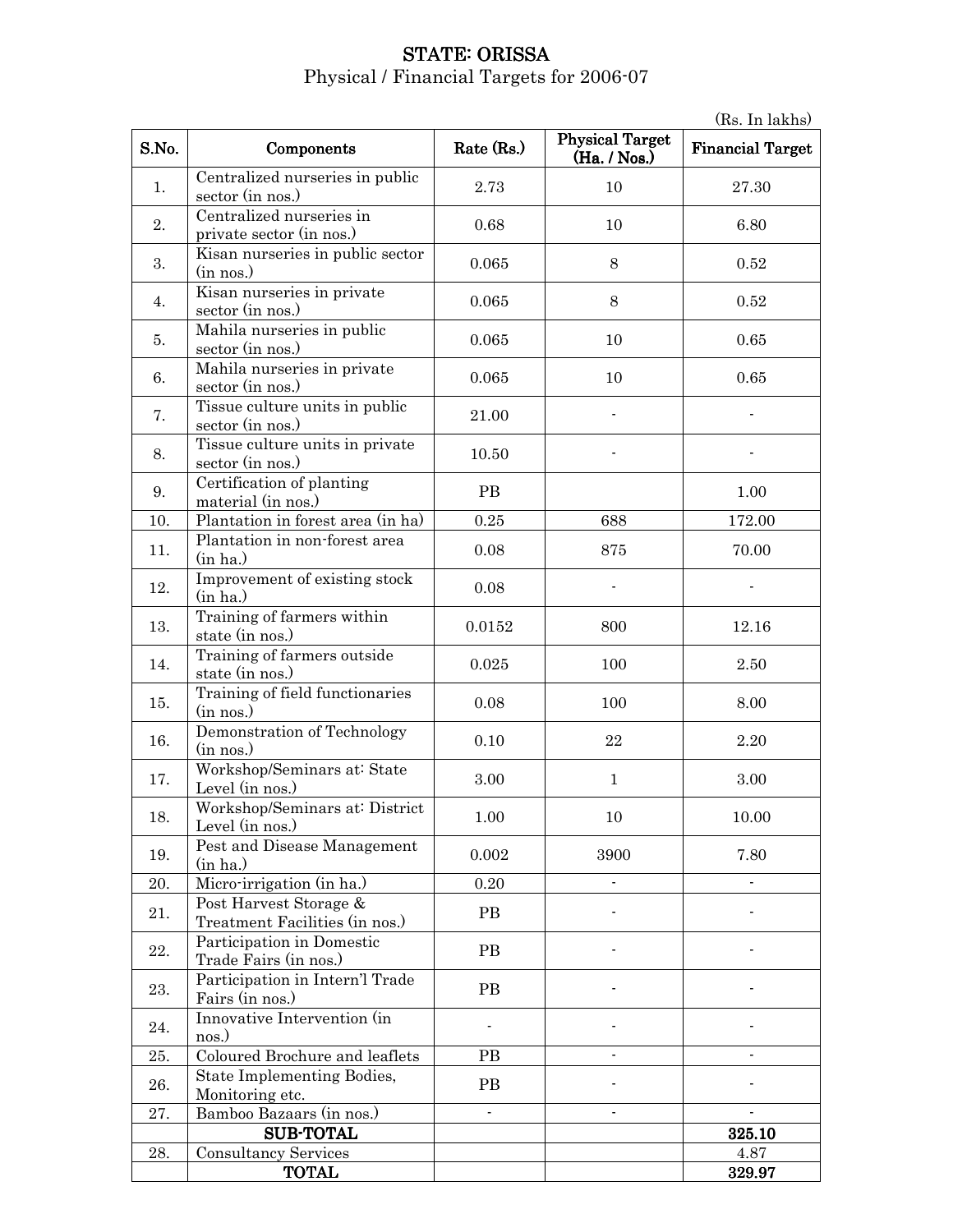# STATE: ORISSA

Physical / Financial Targets for 2006-07

(Rs. In lakhs)

| S.No. | Components | Rate (Rs.) | Physical Target (Ha. / Nos.) | Financial Target |
|---|---|---|---|---|
| 1. | Centralized nurseries in public sector (in nos.) | 2.73 | 10 | 27.30 |
| 2. | Centralized nurseries in private sector (in nos.) | 0.68 | 10 | 6.80 |
| 3. | Kisan nurseries in public sector (in nos.) | 0.065 | 8 | 0.52 |
| 4. | Kisan nurseries in private sector (in nos.) | 0.065 | 8 | 0.52 |
| 5. | Mahila nurseries in public sector (in nos.) | 0.065 | 10 | 0.65 |
| 6. | Mahila nurseries in private sector (in nos.) | 0.065 | 10 | 0.65 |
| 7. | Tissue culture units in public sector (in nos.) | 21.00 | - | - |
| 8. | Tissue culture units in private sector (in nos.) | 10.50 | - | - |
| 9. | Certification of planting material (in nos.) | PB | | 1.00 |
| 10. | Plantation in forest area (in ha) | 0.25 | 688 | 172.00 |
| 11. | Plantation in non-forest area (in ha.) | 0.08 | 875 | 70.00 |
| 12. | Improvement of existing stock (in ha.) | 0.08 | - | - |
| 13. | Training of farmers within state (in nos.) | 0.0152 | 800 | 12.16 |
| 14. | Training of farmers outside state (in nos.) | 0.025 | 100 | 2.50 |
| 15. | Training of field functionaries (in nos.) | 0.08 | 100 | 8.00 |
| 16. | Demonstration of Technology (in nos.) | 0.10 | 22 | 2.20 |
| 17. | Workshop/Seminars at: State Level (in nos.) | 3.00 | 1 | 3.00 |
| 18. | Workshop/Seminars at: District Level (in nos.) | 1.00 | 10 | 10.00 |
| 19. | Pest and Disease Management (in ha.) | 0.002 | 3900 | 7.80 |
| 20. | Micro-irrigation (in ha.) | 0.20 | - | - |
| 21. | Post Harvest Storage & Treatment Facilities (in nos.) | PB | - | - |
| 22. | Participation in Domestic Trade Fairs (in nos.) | PB | - | - |
| 23. | Participation in Intern'l Trade Fairs (in nos.) | PB | - | - |
| 24. | Innovative Intervention (in nos.) | - | - | - |
| 25. | Coloured Brochure and leaflets | PB | - | - |
| 26. | State Implementing Bodies, Monitoring etc. | PB | - | - |
| 27. | Bamboo Bazaars (in nos.) | - | - | - |
| | **SUB-TOTAL** | | | **325.10** |
| 28. | Consultancy Services | | | 4.87 |
| | **TOTAL** | | | **329.97** |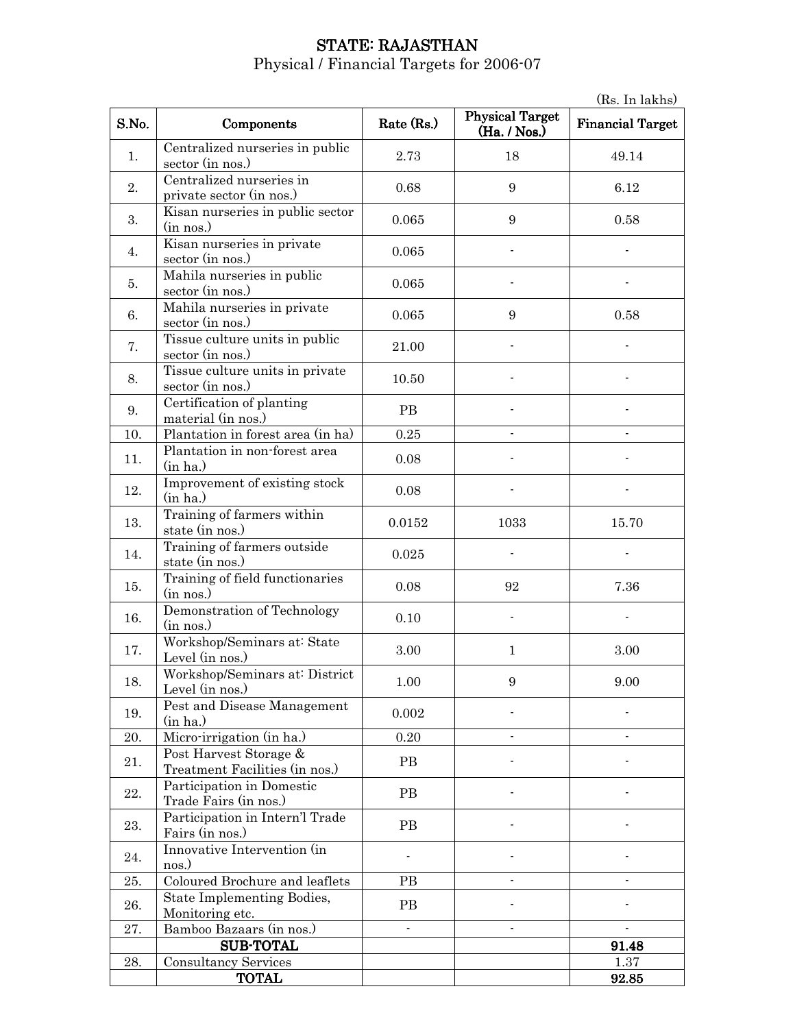# STATE: RAJASTHAN

Physical / Financial Targets for 2006-07

(Rs. In lakhs)

| S.No. | Components | Rate (Rs.) | Physical Target (Ha. / Nos.) | Financial Target |
|---|---|---|---|---|
| 1. | Centralized nurseries in public sector (in nos.) | 2.73 | 18 | 49.14 |
| 2. | Centralized nurseries in private sector (in nos.) | 0.68 | 9 | 6.12 |
| 3. | Kisan nurseries in public sector (in nos.) | 0.065 | 9 | 0.58 |
| 4. | Kisan nurseries in private sector (in nos.) | 0.065 | - | - |
| 5. | Mahila nurseries in public sector (in nos.) | 0.065 | - | - |
| 6. | Mahila nurseries in private sector (in nos.) | 0.065 | 9 | 0.58 |
| 7. | Tissue culture units in public sector (in nos.) | 21.00 | - | - |
| 8. | Tissue culture units in private sector (in nos.) | 10.50 | - | - |
| 9. | Certification of planting material (in nos.) | PB | - | - |
| 10. | Plantation in forest area (in ha) | 0.25 | - | - |
| 11. | Plantation in non-forest area (in ha.) | 0.08 | - | - |
| 12. | Improvement of existing stock (in ha.) | 0.08 | - | - |
| 13. | Training of farmers within state (in nos.) | 0.0152 | 1033 | 15.70 |
| 14. | Training of farmers outside state (in nos.) | 0.025 | - | - |
| 15. | Training of field functionaries (in nos.) | 0.08 | 92 | 7.36 |
| 16. | Demonstration of Technology (in nos.) | 0.10 | - | - |
| 17. | Workshop/Seminars at: State Level (in nos.) | 3.00 | 1 | 3.00 |
| 18. | Workshop/Seminars at: District Level (in nos.) | 1.00 | 9 | 9.00 |
| 19. | Pest and Disease Management (in ha.) | 0.002 | - | - |
| 20. | Micro-irrigation (in ha.) | 0.20 | - | - |
| 21. | Post Harvest Storage & Treatment Facilities (in nos.) | PB | - | - |
| 22. | Participation in Domestic Trade Fairs (in nos.) | PB | - | - |
| 23. | Participation in Intern'l Trade Fairs (in nos.) | PB | - | - |
| 24. | Innovative Intervention (in nos.) | - | - | - |
| 25. | Coloured Brochure and leaflets | PB | - | - |
| 26. | State Implementing Bodies, Monitoring etc. | PB | - | - |
| 27. | Bamboo Bazaars (in nos.) | - | - | - |
| | **SUB-TOTAL** | | | **91.48** |
| 28. | Consultancy Services | | | 1.37 |
| | **TOTAL** | | | **92.85** |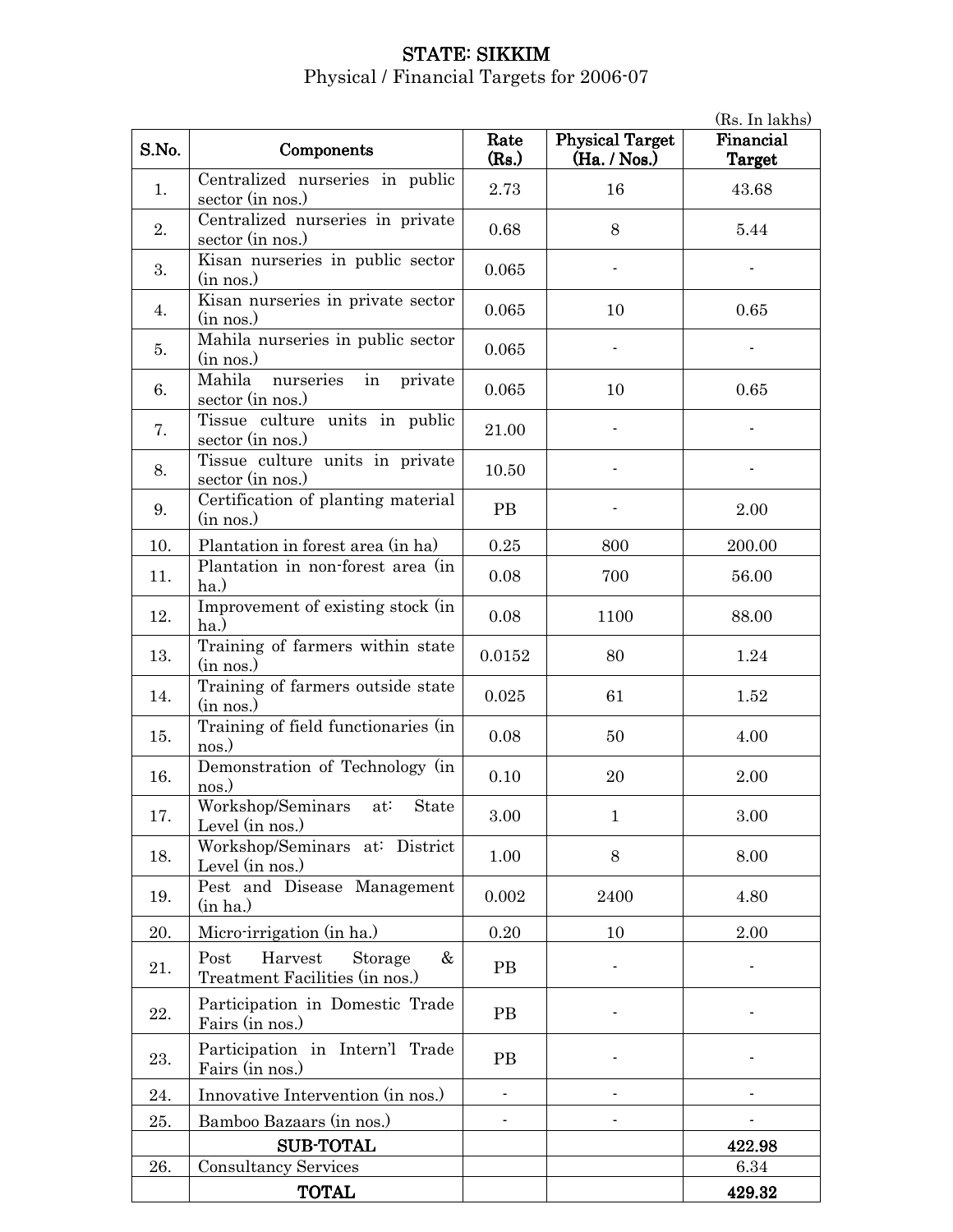# STATE: SIKKIM

Physical / Financial Targets for 2006-07

(Rs. In lakhs)

| S.No. | Components | Rate (Rs.) | Physical Target (Ha. / Nos.) | Financial Target |
|---|---|---|---|---|
| 1. | Centralized nurseries in public sector (in nos.) | 2.73 | 16 | 43.68 |
| 2. | Centralized nurseries in private sector (in nos.) | 0.68 | 8 | 5.44 |
| 3. | Kisan nurseries in public sector (in nos.) | 0.065 | - | - |
| 4. | Kisan nurseries in private sector (in nos.) | 0.065 | 10 | 0.65 |
| 5. | Mahila nurseries in public sector (in nos.) | 0.065 | - | - |
| 6. | Mahila nurseries in private sector (in nos.) | 0.065 | 10 | 0.65 |
| 7. | Tissue culture units in public sector (in nos.) | 21.00 | - | - |
| 8. | Tissue culture units in private sector (in nos.) | 10.50 | - | - |
| 9. | Certification of planting material (in nos.) | PB | - | 2.00 |
| 10. | Plantation in forest area (in ha) | 0.25 | 800 | 200.00 |
| 11. | Plantation in non-forest area (in ha.) | 0.08 | 700 | 56.00 |
| 12. | Improvement of existing stock (in ha.) | 0.08 | 1100 | 88.00 |
| 13. | Training of farmers within state (in nos.) | 0.0152 | 80 | 1.24 |
| 14. | Training of farmers outside state (in nos.) | 0.025 | 61 | 1.52 |
| 15. | Training of field functionaries (in nos.) | 0.08 | 50 | 4.00 |
| 16. | Demonstration of Technology (in nos.) | 0.10 | 20 | 2.00 |
| 17. | Workshop/Seminars at: State Level (in nos.) | 3.00 | 1 | 3.00 |
| 18. | Workshop/Seminars at: District Level (in nos.) | 1.00 | 8 | 8.00 |
| 19. | Pest and Disease Management (in ha.) | 0.002 | 2400 | 4.80 |
| 20. | Micro-irrigation (in ha.) | 0.20 | 10 | 2.00 |
| 21. | Post Harvest Storage & Treatment Facilities (in nos.) | PB | - | - |
| 22. | Participation in Domestic Trade Fairs (in nos.) | PB | - | - |
| 23. | Participation in Intern'l Trade Fairs (in nos.) | PB | - | - |
| 24. | Innovative Intervention (in nos.) | - | - | - |
| 25. | Bamboo Bazaars (in nos.) | - | - | - |
| | **SUB-TOTAL** | | | **422.98** |
| 26. | Consultancy Services | | | 6.34 |
| | **TOTAL** | | | **429.32** |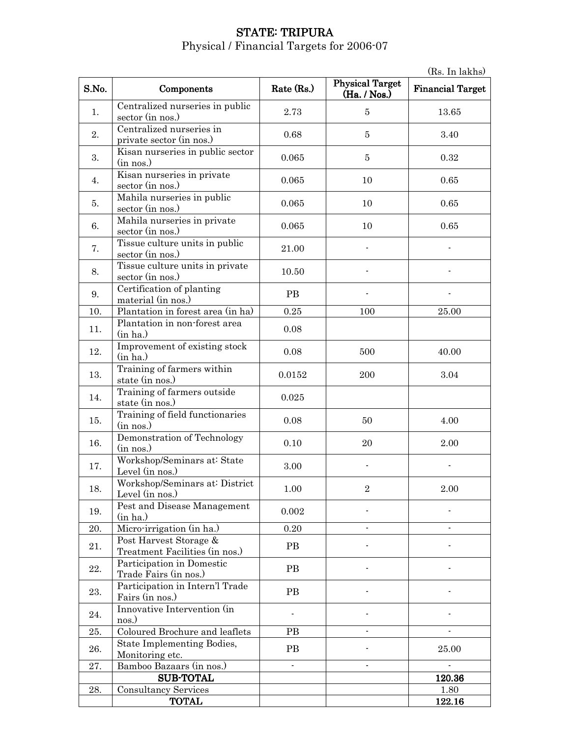# STATE: TRIPURA

Physical / Financial Targets for 2006-07

(Rs. In lakhs)

| S.No. | Components | Rate (Rs.) | Physical Target (Ha. / Nos.) | Financial Target |
|---|---|---|---|---|
| 1. | Centralized nurseries in public sector (in nos.) | 2.73 | 5 | 13.65 |
| 2. | Centralized nurseries in private sector (in nos.) | 0.68 | 5 | 3.40 |
| 3. | Kisan nurseries in public sector (in nos.) | 0.065 | 5 | 0.32 |
| 4. | Kisan nurseries in private sector (in nos.) | 0.065 | 10 | 0.65 |
| 5. | Mahila nurseries in public sector (in nos.) | 0.065 | 10 | 0.65 |
| 6. | Mahila nurseries in private sector (in nos.) | 0.065 | 10 | 0.65 |
| 7. | Tissue culture units in public sector (in nos.) | 21.00 | - | - |
| 8. | Tissue culture units in private sector (in nos.) | 10.50 | - | - |
| 9. | Certification of planting material (in nos.) | PB | - | - |
| 10. | Plantation in forest area (in ha) | 0.25 | 100 | 25.00 |
| 11. | Plantation in non-forest area (in ha.) | 0.08 | | |
| 12. | Improvement of existing stock (in ha.) | 0.08 | 500 | 40.00 |
| 13. | Training of farmers within state (in nos.) | 0.0152 | 200 | 3.04 |
| 14. | Training of farmers outside state (in nos.) | 0.025 | | |
| 15. | Training of field functionaries (in nos.) | 0.08 | 50 | 4.00 |
| 16. | Demonstration of Technology (in nos.) | 0.10 | 20 | 2.00 |
| 17. | Workshop/Seminars at: State Level (in nos.) | 3.00 | - | - |
| 18. | Workshop/Seminars at: District Level (in nos.) | 1.00 | 2 | 2.00 |
| 19. | Pest and Disease Management (in ha.) | 0.002 | - | - |
| 20. | Micro-irrigation (in ha.) | 0.20 | - | - |
| 21. | Post Harvest Storage & Treatment Facilities (in nos.) | PB | - | - |
| 22. | Participation in Domestic Trade Fairs (in nos.) | PB | - | - |
| 23. | Participation in Intern'l Trade Fairs (in nos.) | PB | - | - |
| 24. | Innovative Intervention (in nos.) | - | - | - |
| 25. | Coloured Brochure and leaflets | PB | - | - |
| 26. | State Implementing Bodies, Monitoring etc. | PB | - | 25.00 |
| 27. | Bamboo Bazaars (in nos.) | - | - | - |
| | **SUB-TOTAL** | | | **120.36** |
| 28. | Consultancy Services | | | 1.80 |
| | **TOTAL** | | | **122.16** |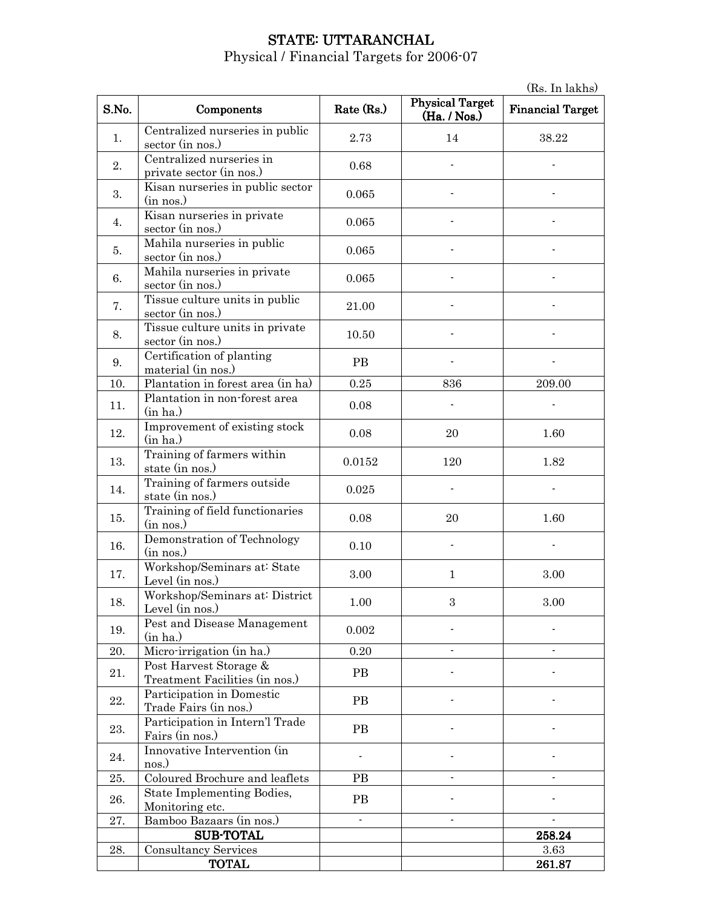# STATE: UTTARANCHAL

Physical / Financial Targets for 2006-07

(Rs. In lakhs)

| S.No. | Components | Rate (Rs.) | Physical Target (Ha. / Nos.) | Financial Target |
|---|---|---|---|---|
| 1. | Centralized nurseries in public sector (in nos.) | 2.73 | 14 | 38.22 |
| 2. | Centralized nurseries in private sector (in nos.) | 0.68 | - | - |
| 3. | Kisan nurseries in public sector (in nos.) | 0.065 | - | - |
| 4. | Kisan nurseries in private sector (in nos.) | 0.065 | - | - |
| 5. | Mahila nurseries in public sector (in nos.) | 0.065 | - | - |
| 6. | Mahila nurseries in private sector (in nos.) | 0.065 | - | - |
| 7. | Tissue culture units in public sector (in nos.) | 21.00 | - | - |
| 8. | Tissue culture units in private sector (in nos.) | 10.50 | - | - |
| 9. | Certification of planting material (in nos.) | PB | - | - |
| 10. | Plantation in forest area (in ha) | 0.25 | 836 | 209.00 |
| 11. | Plantation in non-forest area (in ha.) | 0.08 | - | - |
| 12. | Improvement of existing stock (in ha.) | 0.08 | 20 | 1.60 |
| 13. | Training of farmers within state (in nos.) | 0.0152 | 120 | 1.82 |
| 14. | Training of farmers outside state (in nos.) | 0.025 | - | - |
| 15. | Training of field functionaries (in nos.) | 0.08 | 20 | 1.60 |
| 16. | Demonstration of Technology (in nos.) | 0.10 | - | - |
| 17. | Workshop/Seminars at: State Level (in nos.) | 3.00 | 1 | 3.00 |
| 18. | Workshop/Seminars at: District Level (in nos.) | 1.00 | 3 | 3.00 |
| 19. | Pest and Disease Management (in ha.) | 0.002 | - | - |
| 20. | Micro-irrigation (in ha.) | 0.20 | - | - |
| 21. | Post Harvest Storage & Treatment Facilities (in nos.) | PB | - | - |
| 22. | Participation in Domestic Trade Fairs (in nos.) | PB | - | - |
| 23. | Participation in Intern'l Trade Fairs (in nos.) | PB | - | - |
| 24. | Innovative Intervention (in nos.) | - | - | - |
| 25. | Coloured Brochure and leaflets | PB | - | - |
| 26. | State Implementing Bodies, Monitoring etc. | PB | - | - |
| 27. | Bamboo Bazaars (in nos.) | - | - | - |
| | **SUB-TOTAL** | | | **258.24** |
| 28. | Consultancy Services | | | 3.63 |
| | **TOTAL** | | | **261.87** |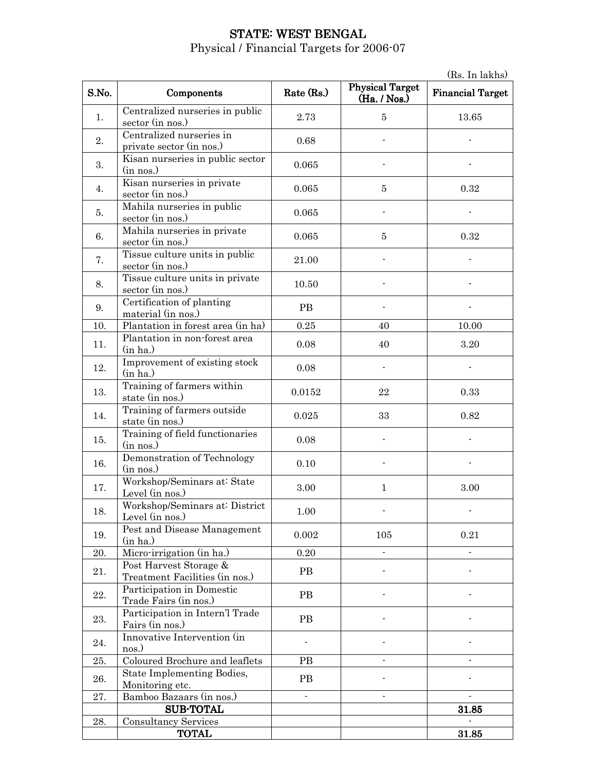# STATE: WEST BENGAL

Physical / Financial Targets for 2006-07

(Rs. In lakhs)

| S.No. | Components | Rate (Rs.) | Physical Target (Ha. / Nos.) | Financial Target |
|---|---|---|---|---|
| 1. | Centralized nurseries in public sector (in nos.) | 2.73 | 5 | 13.65 |
| 2. | Centralized nurseries in private sector (in nos.) | 0.68 | - | - |
| 3. | Kisan nurseries in public sector (in nos.) | 0.065 | - | - |
| 4. | Kisan nurseries in private sector (in nos.) | 0.065 | 5 | 0.32 |
| 5. | Mahila nurseries in public sector (in nos.) | 0.065 | - | - |
| 6. | Mahila nurseries in private sector (in nos.) | 0.065 | 5 | 0.32 |
| 7. | Tissue culture units in public sector (in nos.) | 21.00 | - | - |
| 8. | Tissue culture units in private sector (in nos.) | 10.50 | - | - |
| 9. | Certification of planting material (in nos.) | PB | - | - |
| 10. | Plantation in forest area (in ha) | 0.25 | 40 | 10.00 |
| 11. | Plantation in non-forest area (in ha.) | 0.08 | 40 | 3.20 |
| 12. | Improvement of existing stock (in ha.) | 0.08 | - | - |
| 13. | Training of farmers within state (in nos.) | 0.0152 | 22 | 0.33 |
| 14. | Training of farmers outside state (in nos.) | 0.025 | 33 | 0.82 |
| 15. | Training of field functionaries (in nos.) | 0.08 | - | - |
| 16. | Demonstration of Technology (in nos.) | 0.10 | - | - |
| 17. | Workshop/Seminars at: State Level (in nos.) | 3.00 | 1 | 3.00 |
| 18. | Workshop/Seminars at: District Level (in nos.) | 1.00 | - | - |
| 19. | Pest and Disease Management (in ha.) | 0.002 | 105 | 0.21 |
| 20. | Micro-irrigation (in ha.) | 0.20 | - | - |
| 21. | Post Harvest Storage & Treatment Facilities (in nos.) | PB | - | - |
| 22. | Participation in Domestic Trade Fairs (in nos.) | PB | - | - |
| 23. | Participation in Intern'l Trade Fairs (in nos.) | PB | - | - |
| 24. | Innovative Intervention (in nos.) | - | - | - |
| 25. | Coloured Brochure and leaflets | PB | - | - |
| 26. | State Implementing Bodies, Monitoring etc. | PB | - | - |
| 27. | Bamboo Bazaars (in nos.) | - | - | - |
| | **SUB-TOTAL** | | | **31.85** |
| 28. | Consultancy Services | | | - |
| | **TOTAL** | | | **31.85** |